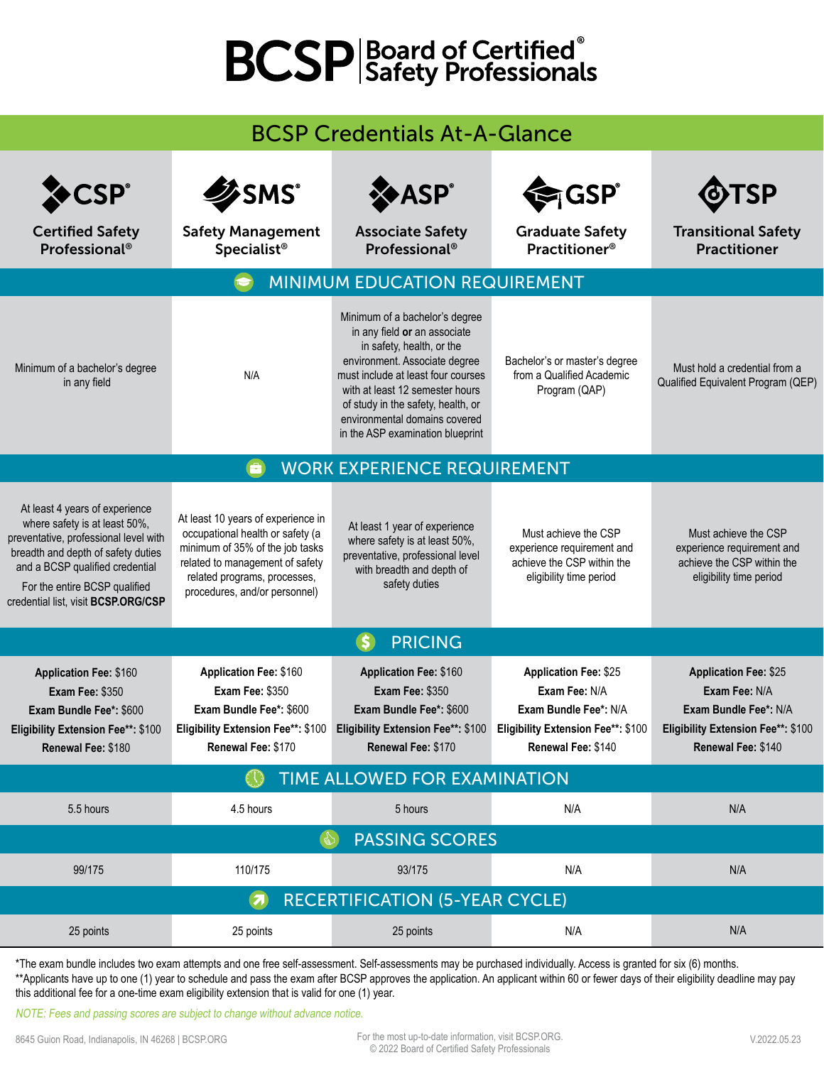# BCSP Board of Certified® Safety Professionals

## BCSP Credentials At-A-Glance

| | CSP® Certified Safety Professional® | SMS® Safety Management Specialist® | ASP® Associate Safety Professional® | GSP® Graduate Safety Practitioner® | TSP Transitional Safety Practitioner |
|---|---|---|---|---|---|
| **MINIMUM EDUCATION REQUIREMENT** | Minimum of a bachelor's degree in any field | N/A | Minimum of a bachelor's degree in any field **or** an associate in safety, health, or the environment. Associate degree must include at least four courses with at least 12 semester hours of study in the safety, health, or environmental domains covered in the ASP examination blueprint | Bachelor's or master's degree from a Qualified Academic Program (QAP) | Must hold a credential from a Qualified Equivalent Program (QEP) |
| **WORK EXPERIENCE REQUIREMENT** | At least 4 years of experience where safety is at least 50%, preventative, professional level with breadth and depth of safety duties and a BCSP qualified credential<br>For the entire BCSP qualified credential list, visit **BCSP.ORG/CSP** | At least 10 years of experience in occupational health or safety (a minimum of 35% of the job tasks related to management of safety related programs, processes, procedures, and/or personnel) | At least 1 year of experience where safety is at least 50%, preventative, professional level with breadth and depth of safety duties | Must achieve the CSP experience requirement and achieve the CSP within the eligibility time period | Must achieve the CSP experience requirement and achieve the CSP within the eligibility time period |
| **PRICING** | **Application Fee:** $160<br>**Exam Fee:** $350<br>**Exam Bundle Fee*:** $600<br>**Eligibility Extension Fee**:** $100<br>**Renewal Fee:** $180 | **Application Fee:** $160<br>**Exam Fee:** $350<br>**Exam Bundle Fee*:** $600<br>**Eligibility Extension Fee**:** $100<br>**Renewal Fee:** $170 | **Application Fee:** $160<br>**Exam Fee:** $350<br>**Exam Bundle Fee*:** $600<br>**Eligibility Extension Fee**:** $100<br>**Renewal Fee:** $170 | **Application Fee:** $25<br>**Exam Fee:** N/A<br>**Exam Bundle Fee*:** N/A<br>**Eligibility Extension Fee**:** $100<br>**Renewal Fee:** $140 | **Application Fee:** $25<br>**Exam Fee:** N/A<br>**Exam Bundle Fee*:** N/A<br>**Eligibility Extension Fee**:** $100<br>**Renewal Fee:** $140 |
| **TIME ALLOWED FOR EXAMINATION** | 5.5 hours | 4.5 hours | 5 hours | N/A | N/A |
| **PASSING SCORES** | 99/175 | 110/175 | 93/175 | N/A | N/A |
| **RECERTIFICATION (5-YEAR CYCLE)** | 25 points | 25 points | 25 points | N/A | N/A |

*The exam bundle includes two exam attempts and one free self-assessment. Self-assessments may be purchased individually. Access is granted for six (6) months.

**Applicants have up to one (1) year to schedule and pass the exam after BCSP approves the application. An applicant within 60 or fewer days of their eligibility deadline may pay this additional fee for a one-time exam eligibility extension that is valid for one (1) year.

*NOTE: Fees and passing scores are subject to change without advance notice.*

8645 Guion Road, Indianapolis, IN 46268 | BCSP.ORG

For the most up-to-date information, visit BCSP.ORG.
© 2022 Board of Certified Safety Professionals

V.2022.05.23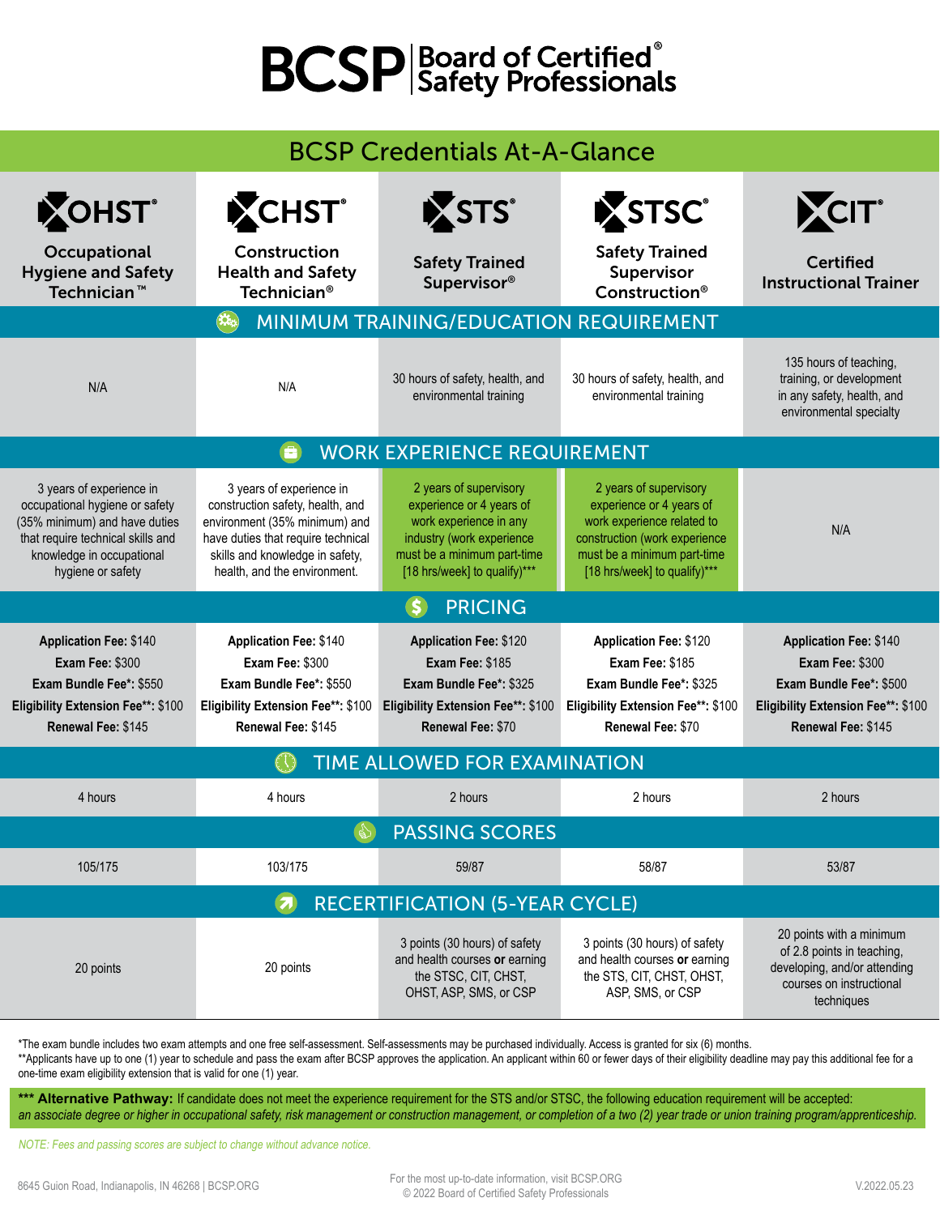# BCSP Board of Certified® Safety Professionals

## BCSP Credentials At-A-Glance

| | OHST® Occupational Hygiene and Safety Technician™ | CHST® Construction Health and Safety Technician® | STS® Safety Trained Supervisor® | STSC® Safety Trained Supervisor Construction® | CIT® Certified Instructional Trainer |
|---|---|---|---|---|---|
| **MINIMUM TRAINING/EDUCATION REQUIREMENT** | N/A | N/A | 30 hours of safety, health, and environmental training | 30 hours of safety, health, and environmental training | 135 hours of teaching, training, or development in any safety, health, and environmental specialty |
| **WORK EXPERIENCE REQUIREMENT** | 3 years of experience in occupational hygiene or safety (35% minimum) and have duties that require technical skills and knowledge in occupational hygiene or safety | 3 years of experience in construction safety, health, and environment (35% minimum) and have duties that require technical skills and knowledge in safety, health, and the environment. | 2 years of supervisory experience or 4 years of work experience in any industry (work experience must be a minimum part-time [18 hrs/week] to qualify)*** | 2 years of supervisory experience or 4 years of work experience related to construction (work experience must be a minimum part-time [18 hrs/week] to qualify)*** | N/A |
| **PRICING** | **Application Fee:** $140<br>**Exam Fee:** $300<br>**Exam Bundle Fee*:** $550<br>**Eligibility Extension Fee**:** $100<br>**Renewal Fee:** $145 | **Application Fee:** $140<br>**Exam Fee:** $300<br>**Exam Bundle Fee*:** $550<br>**Eligibility Extension Fee**:** $100<br>**Renewal Fee:** $145 | **Application Fee:** $120<br>**Exam Fee:** $185<br>**Exam Bundle Fee*:** $325<br>**Eligibility Extension Fee**:** $100<br>**Renewal Fee:** $70 | **Application Fee:** $120<br>**Exam Fee:** $185<br>**Exam Bundle Fee*:** $325<br>**Eligibility Extension Fee**:** $100<br>**Renewal Fee:** $70 | **Application Fee:** $140<br>**Exam Fee:** $300<br>**Exam Bundle Fee*:** $500<br>**Eligibility Extension Fee**:** $100<br>**Renewal Fee:** $145 |
| **TIME ALLOWED FOR EXAMINATION** | 4 hours | 4 hours | 2 hours | 2 hours | 2 hours |
| **PASSING SCORES** | 105/175 | 103/175 | 59/87 | 58/87 | 53/87 |
| **RECERTIFICATION (5-YEAR CYCLE)** | 20 points | 20 points | 3 points (30 hours) of safety and health courses **or** earning the STSC, CIT, CHST, OHST, ASP, SMS, or CSP | 3 points (30 hours) of safety and health courses **or** earning the STS, CIT, CHST, OHST, ASP, SMS, or CSP | 20 points with a minimum of 2.8 points in teaching, developing, and/or attending courses on instructional techniques |

*The exam bundle includes two exam attempts and one free self-assessment. Self-assessments may be purchased individually. Access is granted for six (6) months.

**Applicants have up to one (1) year to schedule and pass the exam after BCSP approves the application. An applicant within 60 or fewer days of their eligibility deadline may pay this additional fee for a one-time exam eligibility extension that is valid for one (1) year.

**\*\*\* Alternative Pathway:** If candidate does not meet the experience requirement for the STS and/or STSC, the following education requirement will be accepted: *an associate degree or higher in occupational safety, risk management or construction management, or completion of a two (2) year trade or union training program/apprenticeship.*

*NOTE: Fees and passing scores are subject to change without advance notice.*

8645 Guion Road, Indianapolis, IN 46268 | BCSP.ORG

For the most up-to-date information, visit BCSP.ORG
© 2022 Board of Certified Safety Professionals

V.2022.05.23